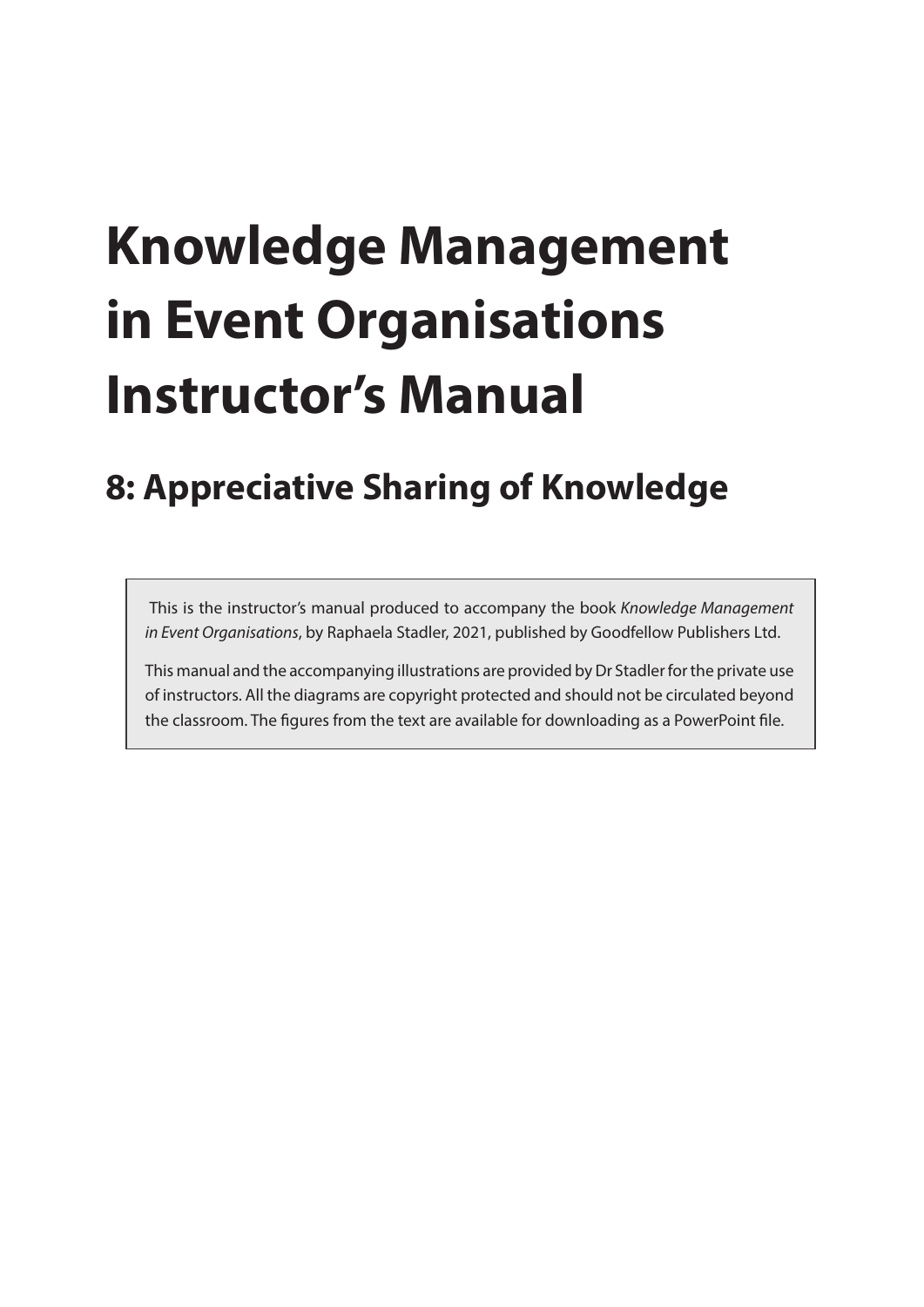# Knowledge Management in Event Organisations Instructor's Manual

## 8: Appreciative Sharing of Knowledge

This is the instructor's manual produced to accompany the book *Knowledge Management in Event Organisations*, by Raphaela Stadler, 2021, published by Goodfellow Publishers Ltd.

This manual and the accompanying illustrations are provided by Dr Stadler for the private use of instructors. All the diagrams are copyright protected and should not be circulated beyond the classroom. The figures from the text are available for downloading as a PowerPoint file.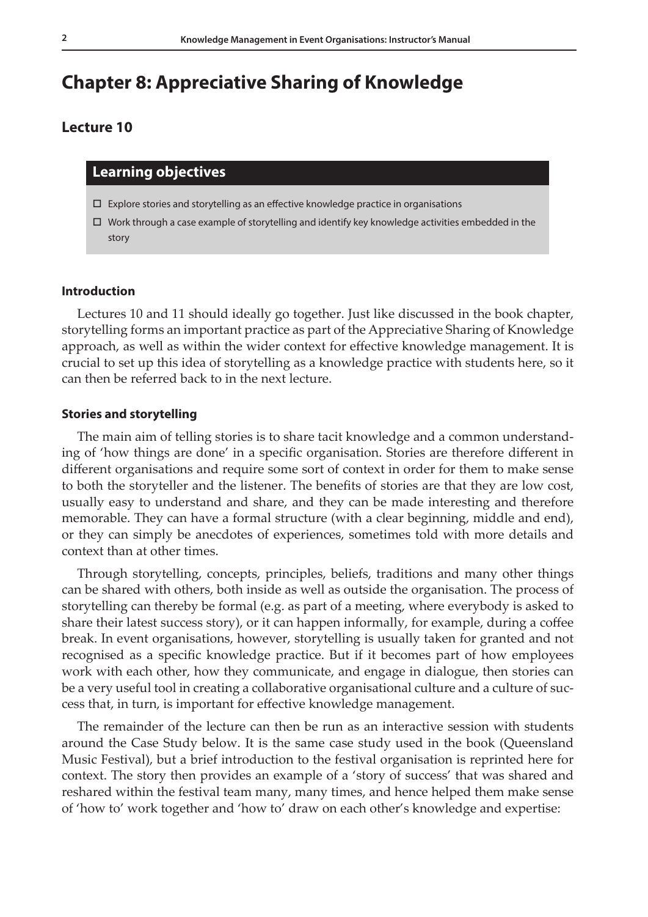# Chapter 8: Appreciative Sharing of Knowledge

## Lecture 10

### Learning objectives

- ☐ Explore stories and storytelling as an effective knowledge practice in organisations
- ☐ Work through a case example of storytelling and identify key knowledge activities embedded in the story

#### Introduction

Lectures 10 and 11 should ideally go together. Just like discussed in the book chapter, storytelling forms an important practice as part of the Appreciative Sharing of Knowledge approach, as well as within the wider context for effective knowledge management. It is crucial to set up this idea of storytelling as a knowledge practice with students here, so it can then be referred back to in the next lecture.

#### Stories and storytelling

The main aim of telling stories is to share tacit knowledge and a common understanding of 'how things are done' in a specific organisation. Stories are therefore different in different organisations and require some sort of context in order for them to make sense to both the storyteller and the listener. The benefits of stories are that they are low cost, usually easy to understand and share, and they can be made interesting and therefore memorable. They can have a formal structure (with a clear beginning, middle and end), or they can simply be anecdotes of experiences, sometimes told with more details and context than at other times.

Through storytelling, concepts, principles, beliefs, traditions and many other things can be shared with others, both inside as well as outside the organisation. The process of storytelling can thereby be formal (e.g. as part of a meeting, where everybody is asked to share their latest success story), or it can happen informally, for example, during a coffee break. In event organisations, however, storytelling is usually taken for granted and not recognised as a specific knowledge practice. But if it becomes part of how employees work with each other, how they communicate, and engage in dialogue, then stories can be a very useful tool in creating a collaborative organisational culture and a culture of success that, in turn, is important for effective knowledge management.

The remainder of the lecture can then be run as an interactive session with students around the Case Study below. It is the same case study used in the book (Queensland Music Festival), but a brief introduction to the festival organisation is reprinted here for context. The story then provides an example of a 'story of success' that was shared and reshared within the festival team many, many times, and hence helped them make sense of 'how to' work together and 'how to' draw on each other's knowledge and expertise: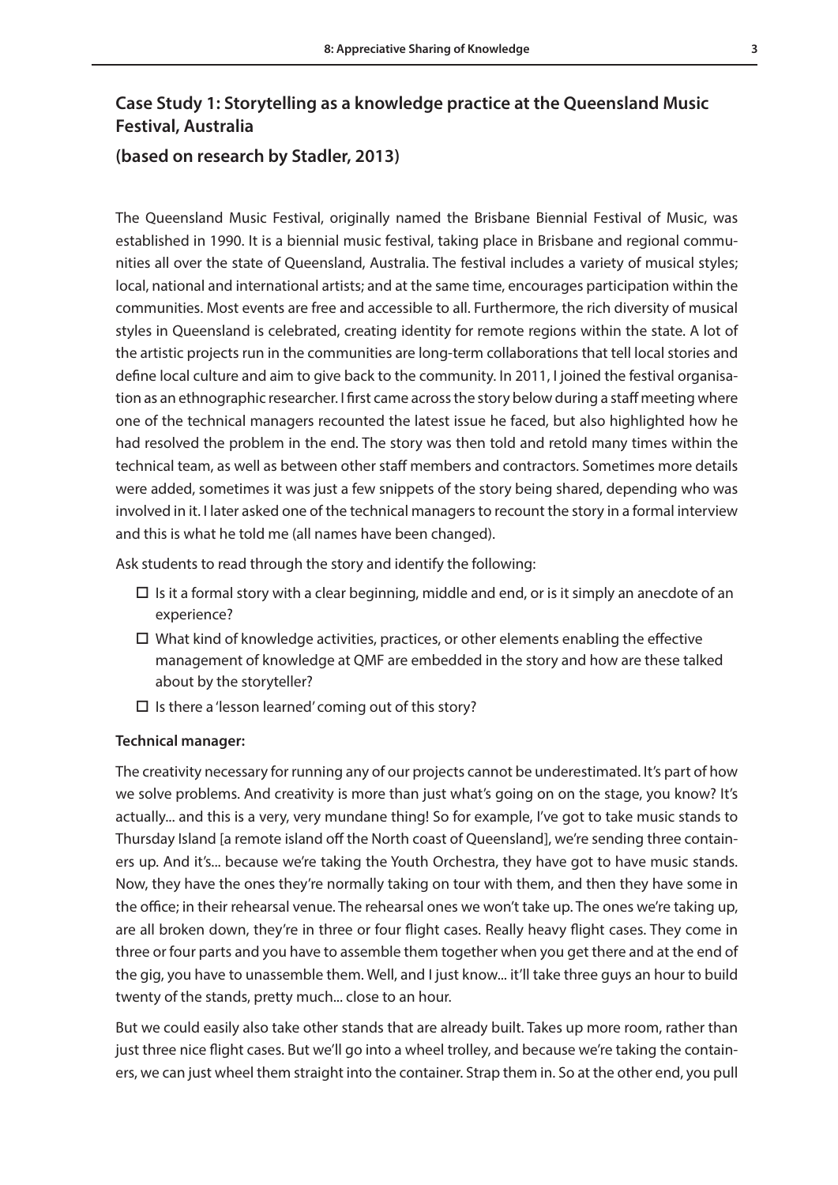## Case Study 1: Storytelling as a knowledge practice at the Queensland Music Festival, Australia

### (based on research by Stadler, 2013)

The Queensland Music Festival, originally named the Brisbane Biennial Festival of Music, was established in 1990. It is a biennial music festival, taking place in Brisbane and regional communities all over the state of Queensland, Australia. The festival includes a variety of musical styles; local, national and international artists; and at the same time, encourages participation within the communities. Most events are free and accessible to all. Furthermore, the rich diversity of musical styles in Queensland is celebrated, creating identity for remote regions within the state. A lot of the artistic projects run in the communities are long-term collaborations that tell local stories and define local culture and aim to give back to the community. In 2011, I joined the festival organisation as an ethnographic researcher. I first came across the story below during a staff meeting where one of the technical managers recounted the latest issue he faced, but also highlighted how he had resolved the problem in the end. The story was then told and retold many times within the technical team, as well as between other staff members and contractors. Sometimes more details were added, sometimes it was just a few snippets of the story being shared, depending who was involved in it. I later asked one of the technical managers to recount the story in a formal interview and this is what he told me (all names have been changed).

Ask students to read through the story and identify the following:

- ☐ Is it a formal story with a clear beginning, middle and end, or is it simply an anecdote of an experience?
- ☐ What kind of knowledge activities, practices, or other elements enabling the effective management of knowledge at QMF are embedded in the story and how are these talked about by the storyteller?
- ☐ Is there a 'lesson learned' coming out of this story?

**Technical manager:**

The creativity necessary for running any of our projects cannot be underestimated. It's part of how we solve problems. And creativity is more than just what's going on on the stage, you know? It's actually... and this is a very, very mundane thing! So for example, I've got to take music stands to Thursday Island [a remote island off the North coast of Queensland], we're sending three containers up. And it's... because we're taking the Youth Orchestra, they have got to have music stands. Now, they have the ones they're normally taking on tour with them, and then they have some in the office; in their rehearsal venue. The rehearsal ones we won't take up. The ones we're taking up, are all broken down, they're in three or four flight cases. Really heavy flight cases. They come in three or four parts and you have to assemble them together when you get there and at the end of the gig, you have to unassemble them. Well, and I just know... it'll take three guys an hour to build twenty of the stands, pretty much... close to an hour.

But we could easily also take other stands that are already built. Takes up more room, rather than just three nice flight cases. But we'll go into a wheel trolley, and because we're taking the containers, we can just wheel them straight into the container. Strap them in. So at the other end, you pull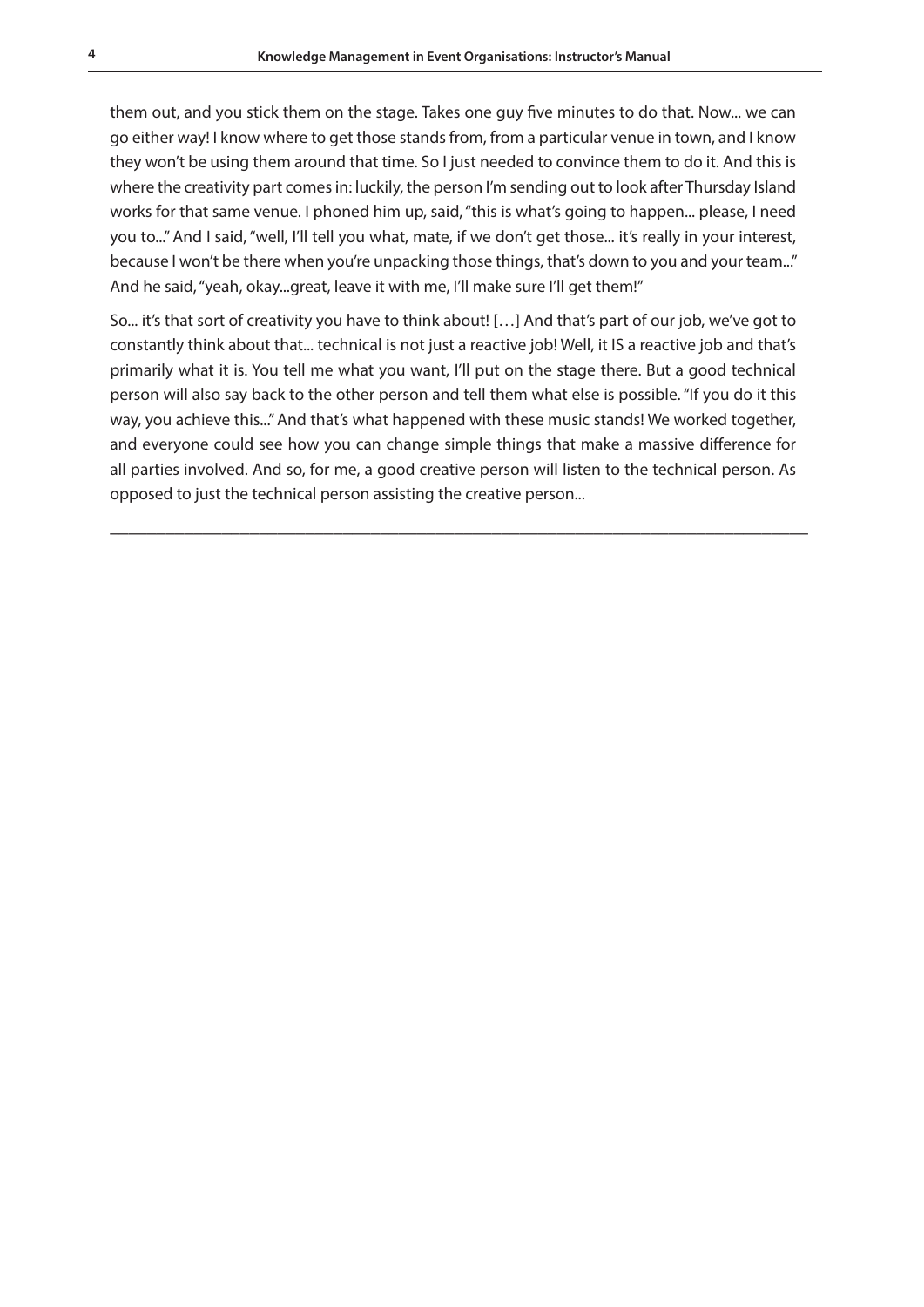them out, and you stick them on the stage. Takes one guy five minutes to do that. Now... we can go either way! I know where to get those stands from, from a particular venue in town, and I know they won't be using them around that time. So I just needed to convince them to do it. And this is where the creativity part comes in: luckily, the person I'm sending out to look after Thursday Island works for that same venue. I phoned him up, said, "this is what's going to happen... please, I need you to..." And I said, "well, I'll tell you what, mate, if we don't get those... it's really in your interest, because I won't be there when you're unpacking those things, that's down to you and your team..." And he said, "yeah, okay...great, leave it with me, I'll make sure I'll get them!"

So... it's that sort of creativity you have to think about! […] And that's part of our job, we've got to constantly think about that... technical is not just a reactive job! Well, it IS a reactive job and that's primarily what it is. You tell me what you want, I'll put on the stage there. But a good technical person will also say back to the other person and tell them what else is possible. "If you do it this way, you achieve this..." And that's what happened with these music stands! We worked together, and everyone could see how you can change simple things that make a massive difference for all parties involved. And so, for me, a good creative person will listen to the technical person. As opposed to just the technical person assisting the creative person...

---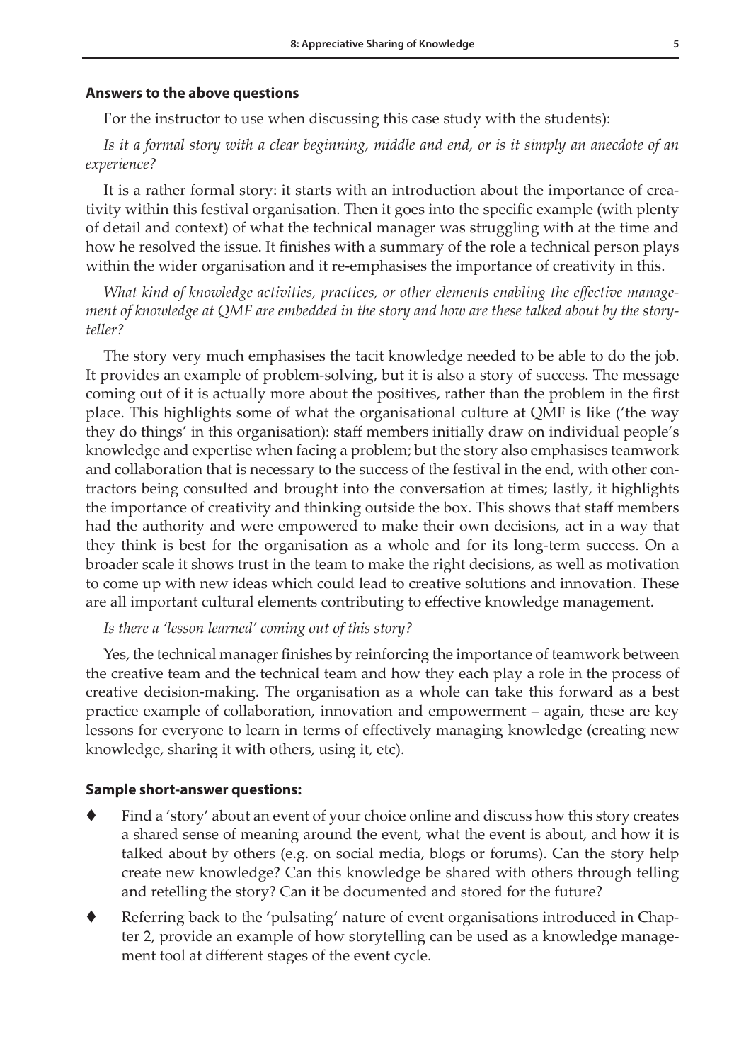### Answers to the above questions

For the instructor to use when discussing this case study with the students):

*Is it a formal story with a clear beginning, middle and end, or is it simply an anecdote of an experience?*

It is a rather formal story: it starts with an introduction about the importance of creativity within this festival organisation. Then it goes into the specific example (with plenty of detail and context) of what the technical manager was struggling with at the time and how he resolved the issue. It finishes with a summary of the role a technical person plays within the wider organisation and it re-emphasises the importance of creativity in this.

*What kind of knowledge activities, practices, or other elements enabling the effective management of knowledge at QMF are embedded in the story and how are these talked about by the story-teller?*

The story very much emphasises the tacit knowledge needed to be able to do the job. It provides an example of problem-solving, but it is also a story of success. The message coming out of it is actually more about the positives, rather than the problem in the first place. This highlights some of what the organisational culture at QMF is like ('the way they do things' in this organisation): staff members initially draw on individual people's knowledge and expertise when facing a problem; but the story also emphasises teamwork and collaboration that is necessary to the success of the festival in the end, with other contractors being consulted and brought into the conversation at times; lastly, it highlights the importance of creativity and thinking outside the box. This shows that staff members had the authority and were empowered to make their own decisions, act in a way that they think is best for the organisation as a whole and for its long-term success. On a broader scale it shows trust in the team to make the right decisions, as well as motivation to come up with new ideas which could lead to creative solutions and innovation. These are all important cultural elements contributing to effective knowledge management.

*Is there a 'lesson learned' coming out of this story?*

Yes, the technical manager finishes by reinforcing the importance of teamwork between the creative team and the technical team and how they each play a role in the process of creative decision-making. The organisation as a whole can take this forward as a best practice example of collaboration, innovation and empowerment – again, these are key lessons for everyone to learn in terms of effectively managing knowledge (creating new knowledge, sharing it with others, using it, etc).

### Sample short-answer questions:

- Find a 'story' about an event of your choice online and discuss how this story creates a shared sense of meaning around the event, what the event is about, and how it is talked about by others (e.g. on social media, blogs or forums). Can the story help create new knowledge? Can this knowledge be shared with others through telling and retelling the story? Can it be documented and stored for the future?
- Referring back to the 'pulsating' nature of event organisations introduced in Chapter 2, provide an example of how storytelling can be used as a knowledge management tool at different stages of the event cycle.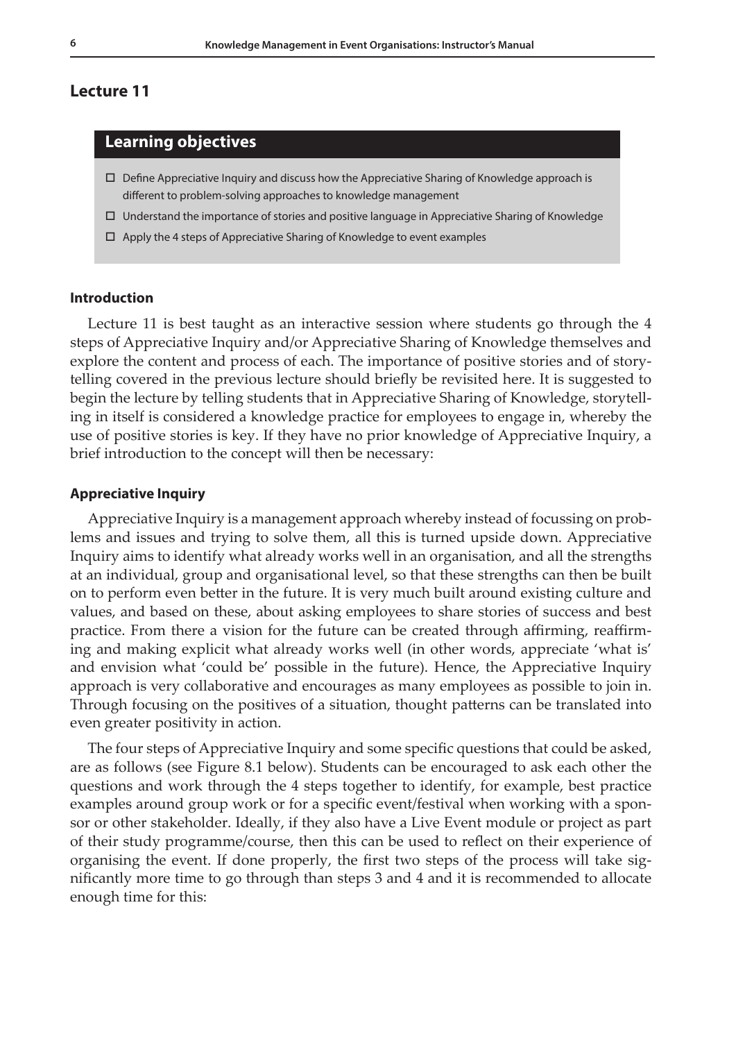## Lecture 11

### Learning objectives

- ☐ Define Appreciative Inquiry and discuss how the Appreciative Sharing of Knowledge approach is different to problem-solving approaches to knowledge management
- ☐ Understand the importance of stories and positive language in Appreciative Sharing of Knowledge
- ☐ Apply the 4 steps of Appreciative Sharing of Knowledge to event examples

#### Introduction

Lecture 11 is best taught as an interactive session where students go through the 4 steps of Appreciative Inquiry and/or Appreciative Sharing of Knowledge themselves and explore the content and process of each. The importance of positive stories and of storytelling covered in the previous lecture should briefly be revisited here. It is suggested to begin the lecture by telling students that in Appreciative Sharing of Knowledge, storytelling in itself is considered a knowledge practice for employees to engage in, whereby the use of positive stories is key. If they have no prior knowledge of Appreciative Inquiry, a brief introduction to the concept will then be necessary:

#### Appreciative Inquiry

Appreciative Inquiry is a management approach whereby instead of focussing on problems and issues and trying to solve them, all this is turned upside down. Appreciative Inquiry aims to identify what already works well in an organisation, and all the strengths at an individual, group and organisational level, so that these strengths can then be built on to perform even better in the future. It is very much built around existing culture and values, and based on these, about asking employees to share stories of success and best practice. From there a vision for the future can be created through affirming, reaffirming and making explicit what already works well (in other words, appreciate 'what is' and envision what 'could be' possible in the future). Hence, the Appreciative Inquiry approach is very collaborative and encourages as many employees as possible to join in. Through focusing on the positives of a situation, thought patterns can be translated into even greater positivity in action.

The four steps of Appreciative Inquiry and some specific questions that could be asked, are as follows (see Figure 8.1 below). Students can be encouraged to ask each other the questions and work through the 4 steps together to identify, for example, best practice examples around group work or for a specific event/festival when working with a sponsor or other stakeholder. Ideally, if they also have a Live Event module or project as part of their study programme/course, then this can be used to reflect on their experience of organising the event. If done properly, the first two steps of the process will take significantly more time to go through than steps 3 and 4 and it is recommended to allocate enough time for this: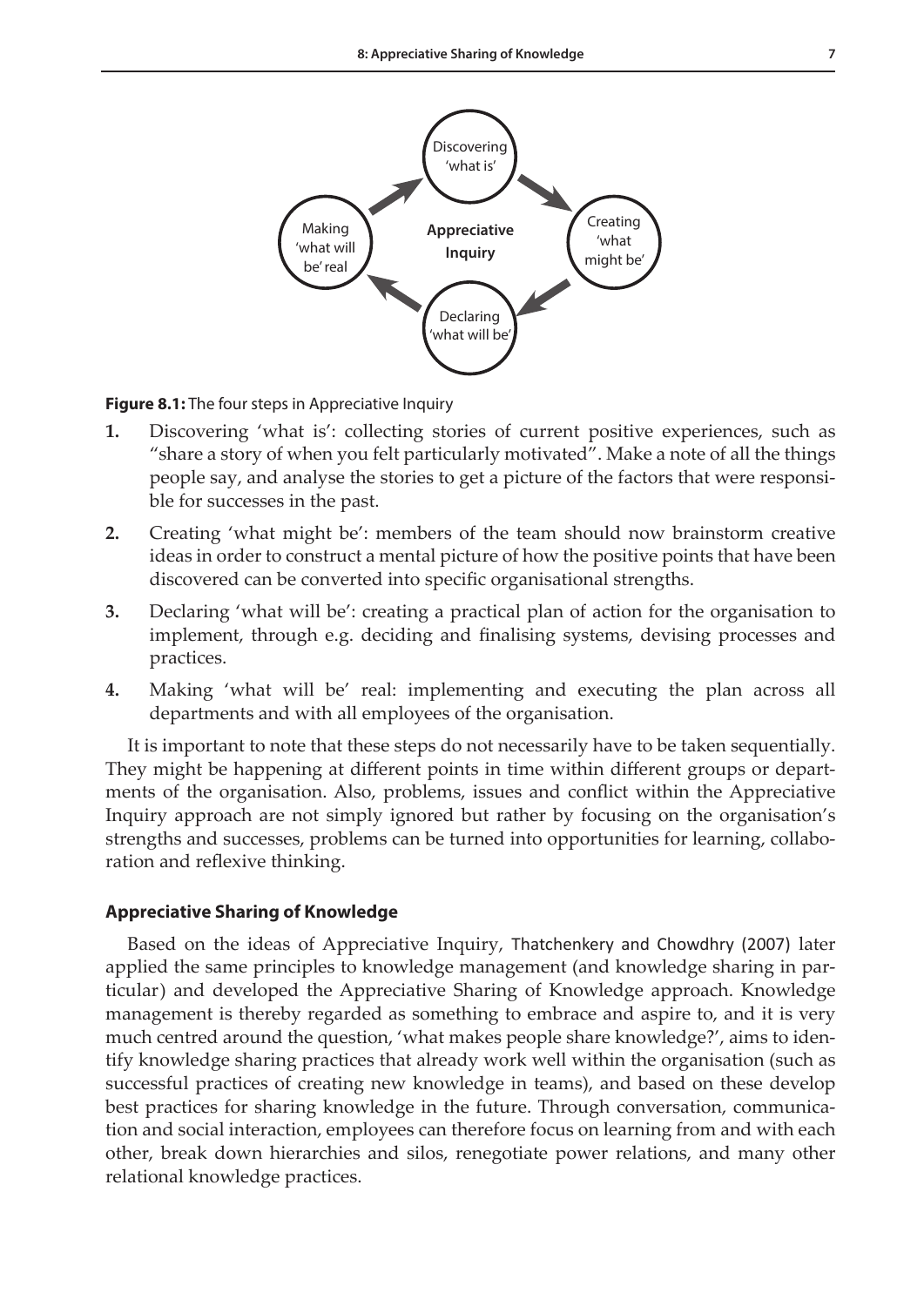**Figure 8.1:** The four steps in Appreciative Inquiry

1. Discovering 'what is': collecting stories of current positive experiences, such as "share a story of when you felt particularly motivated". Make a note of all the things people say, and analyse the stories to get a picture of the factors that were responsible for successes in the past.
2. Creating 'what might be': members of the team should now brainstorm creative ideas in order to construct a mental picture of how the positive points that have been discovered can be converted into specific organisational strengths.
3. Declaring 'what will be': creating a practical plan of action for the organisation to implement, through e.g. deciding and finalising systems, devising processes and practices.
4. Making 'what will be' real: implementing and executing the plan across all departments and with all employees of the organisation.

It is important to note that these steps do not necessarily have to be taken sequentially. They might be happening at different points in time within different groups or departments of the organisation. Also, problems, issues and conflict within the Appreciative Inquiry approach are not simply ignored but rather by focusing on the organisation's strengths and successes, problems can be turned into opportunities for learning, collaboration and reflexive thinking.

### Appreciative Sharing of Knowledge

Based on the ideas of Appreciative Inquiry, Thatchenkery and Chowdhry (2007) later applied the same principles to knowledge management (and knowledge sharing in particular) and developed the Appreciative Sharing of Knowledge approach. Knowledge management is thereby regarded as something to embrace and aspire to, and it is very much centred around the question, 'what makes people share knowledge?', aims to identify knowledge sharing practices that already work well within the organisation (such as successful practices of creating new knowledge in teams), and based on these develop best practices for sharing knowledge in the future. Through conversation, communication and social interaction, employees can therefore focus on learning from and with each other, break down hierarchies and silos, renegotiate power relations, and many other relational knowledge practices.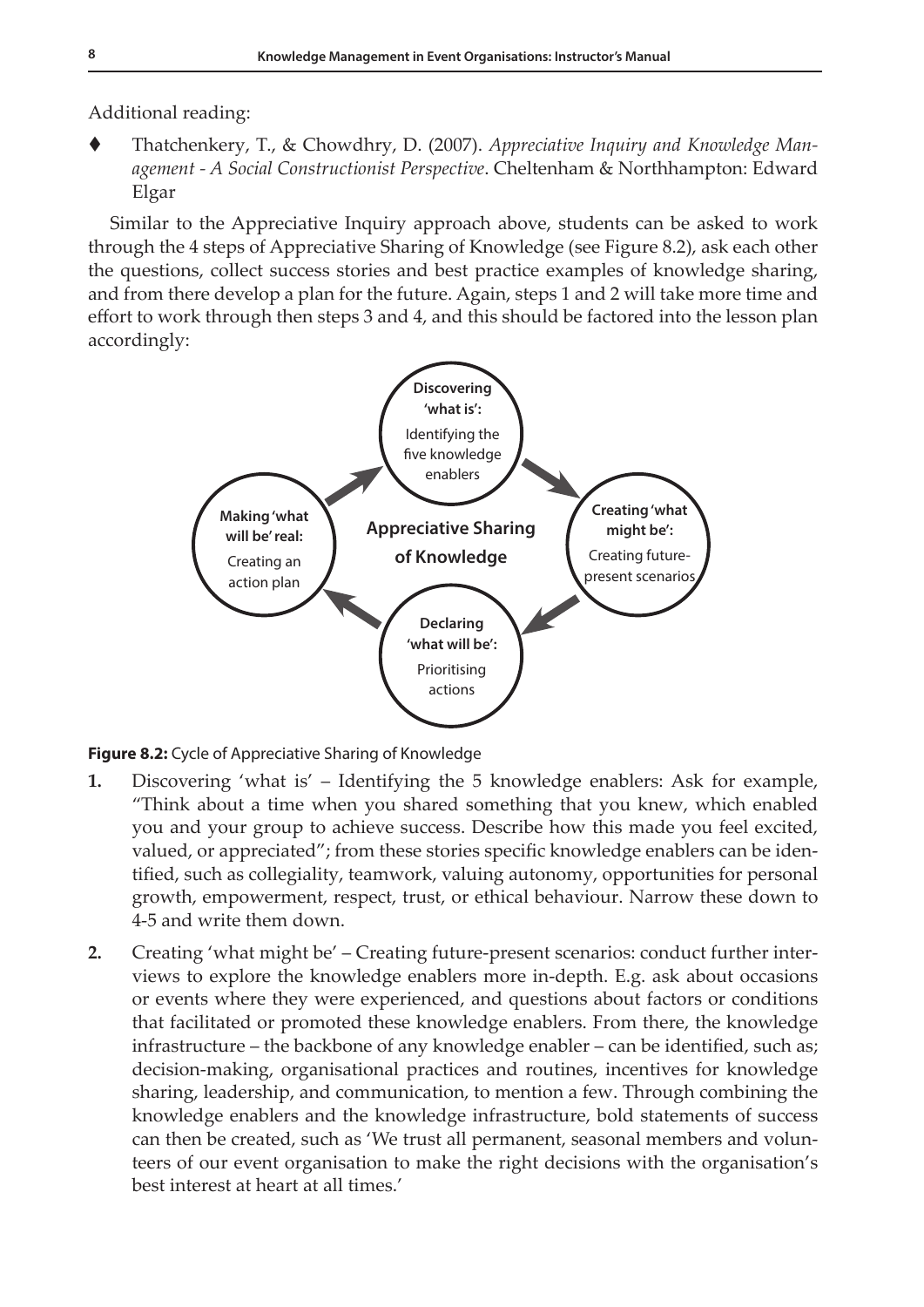Additional reading:

- Thatchenkery, T., & Chowdhry, D. (2007). *Appreciative Inquiry and Knowledge Management - A Social Constructionist Perspective*. Cheltenham & Northhampton: Edward Elgar

Similar to the Appreciative Inquiry approach above, students can be asked to work through the 4 steps of Appreciative Sharing of Knowledge (see Figure 8.2), ask each other the questions, collect success stories and best practice examples of knowledge sharing, and from there develop a plan for the future. Again, steps 1 and 2 will take more time and effort to work through then steps 3 and 4, and this should be factored into the lesson plan accordingly:

**Appreciative Sharing of Knowledge**

- **Discovering 'what is':** Identifying the five knowledge enablers
- **Creating 'what might be':** Creating future-present scenarios
- **Declaring 'what will be':** Prioritising actions
- **Making 'what will be' real:** Creating an action plan

**Figure 8.2:** Cycle of Appreciative Sharing of Knowledge

1. Discovering 'what is' – Identifying the 5 knowledge enablers: Ask for example, "Think about a time when you shared something that you knew, which enabled you and your group to achieve success. Describe how this made you feel excited, valued, or appreciated"; from these stories specific knowledge enablers can be identified, such as collegiality, teamwork, valuing autonomy, opportunities for personal growth, empowerment, respect, trust, or ethical behaviour. Narrow these down to 4-5 and write them down.
2. Creating 'what might be' – Creating future-present scenarios: conduct further interviews to explore the knowledge enablers more in-depth. E.g. ask about occasions or events where they were experienced, and questions about factors or conditions that facilitated or promoted these knowledge enablers. From there, the knowledge infrastructure – the backbone of any knowledge enabler – can be identified, such as; decision-making, organisational practices and routines, incentives for knowledge sharing, leadership, and communication, to mention a few. Through combining the knowledge enablers and the knowledge infrastructure, bold statements of success can then be created, such as 'We trust all permanent, seasonal members and volunteers of our event organisation to make the right decisions with the organisation's best interest at heart at all times.'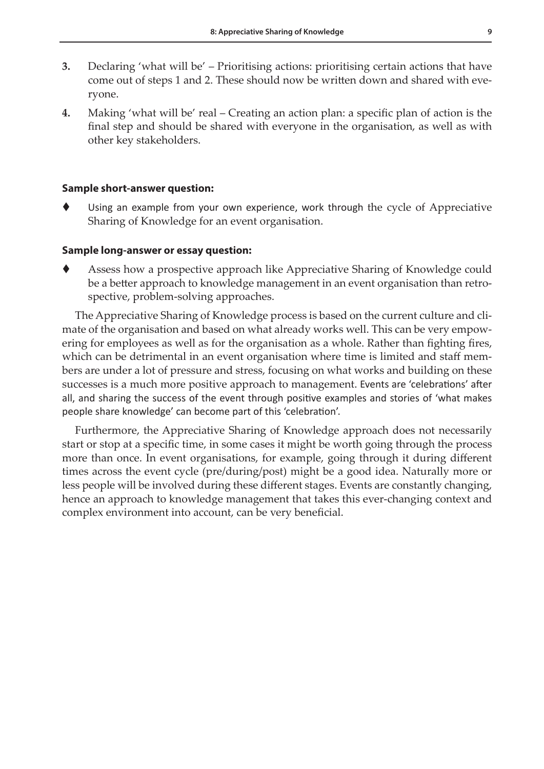3. Declaring 'what will be' – Prioritising actions: prioritising certain actions that have come out of steps 1 and 2. These should now be written down and shared with everyone.
4. Making 'what will be' real – Creating an action plan: a specific plan of action is the final step and should be shared with everyone in the organisation, as well as with other key stakeholders.

**Sample short-answer question:**

- Using an example from your own experience, work through the cycle of Appreciative Sharing of Knowledge for an event organisation.

**Sample long-answer or essay question:**

- Assess how a prospective approach like Appreciative Sharing of Knowledge could be a better approach to knowledge management in an event organisation than retrospective, problem-solving approaches.

The Appreciative Sharing of Knowledge process is based on the current culture and climate of the organisation and based on what already works well. This can be very empowering for employees as well as for the organisation as a whole. Rather than fighting fires, which can be detrimental in an event organisation where time is limited and staff members are under a lot of pressure and stress, focusing on what works and building on these successes is a much more positive approach to management. Events are 'celebrations' after all, and sharing the success of the event through positive examples and stories of 'what makes people share knowledge' can become part of this 'celebration'.

Furthermore, the Appreciative Sharing of Knowledge approach does not necessarily start or stop at a specific time, in some cases it might be worth going through the process more than once. In event organisations, for example, going through it during different times across the event cycle (pre/during/post) might be a good idea. Naturally more or less people will be involved during these different stages. Events are constantly changing, hence an approach to knowledge management that takes this ever-changing context and complex environment into account, can be very beneficial.